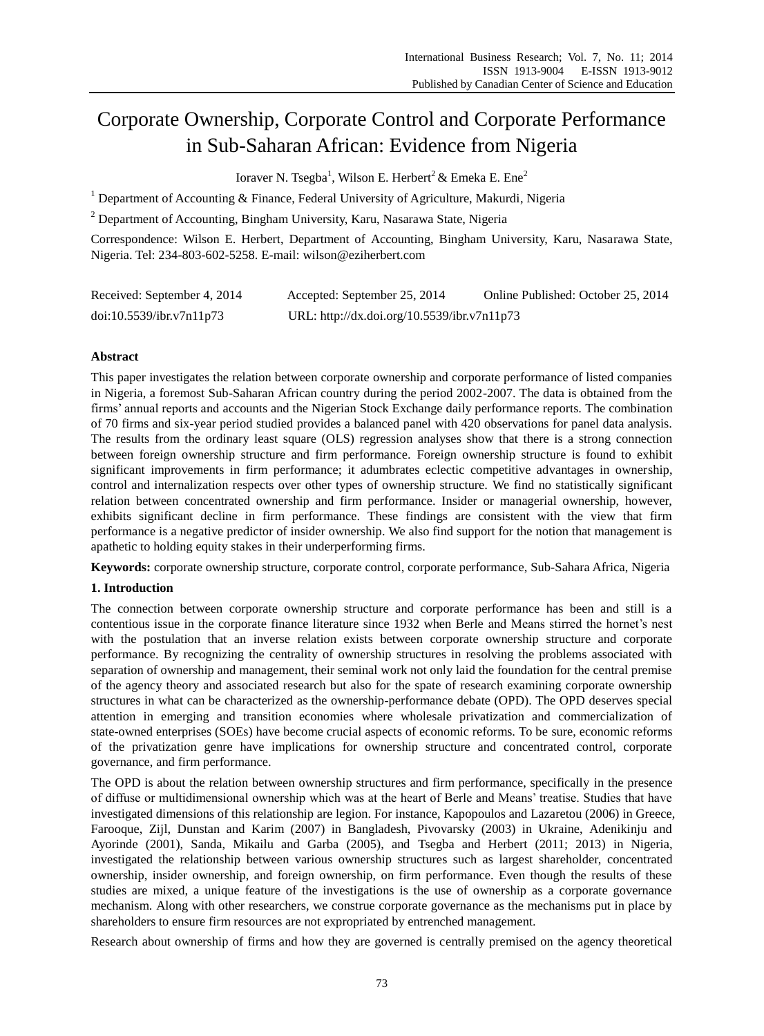# Corporate Ownership, Corporate Control and Corporate Performance in Sub-Saharan African: Evidence from Nigeria

Ioraver N. Tsegba[1], Wilson E. Herbert[2] & Emeka E. Ene[2]

[1] Department of Accounting & Finance, Federal University of Agriculture, Makurdi, Nigeria

[2] Department of Accounting, Bingham University, Karu, Nasarawa State, Nigeria

Correspondence: Wilson E. Herbert, Department of Accounting, Bingham University, Karu, Nasarawa State, Nigeria. Tel: 234-803-602-5258. E-mail: wilson@eziherbert.com

Received: September 4, 2014 Accepted: September 25, 2014 Online Published: October 25, 2014

doi:10.5539/ibr.v7n11p73 URL: http://dx.doi.org/10.5539/ibr.v7n11p73

## Abstract

This paper investigates the relation between corporate ownership and corporate performance of listed companies in Nigeria, a foremost Sub-Saharan African country during the period 2002-2007. The data is obtained from the firms' annual reports and accounts and the Nigerian Stock Exchange daily performance reports. The combination of 70 firms and six-year period studied provides a balanced panel with 420 observations for panel data analysis. The results from the ordinary least square (OLS) regression analyses show that there is a strong connection between foreign ownership structure and firm performance. Foreign ownership structure is found to exhibit significant improvements in firm performance; it adumbrates eclectic competitive advantages in ownership, control and internalization respects over other types of ownership structure. We find no statistically significant relation between concentrated ownership and firm performance. Insider or managerial ownership, however, exhibits significant decline in firm performance. These findings are consistent with the view that firm performance is a negative predictor of insider ownership. We also find support for the notion that management is apathetic to holding equity stakes in their underperforming firms.

**Keywords:** corporate ownership structure, corporate control, corporate performance, Sub-Sahara Africa, Nigeria

## 1. Introduction

The connection between corporate ownership structure and corporate performance has been and still is a contentious issue in the corporate finance literature since 1932 when Berle and Means stirred the hornet's nest with the postulation that an inverse relation exists between corporate ownership structure and corporate performance. By recognizing the centrality of ownership structures in resolving the problems associated with separation of ownership and management, their seminal work not only laid the foundation for the central premise of the agency theory and associated research but also for the spate of research examining corporate ownership structures in what can be characterized as the ownership-performance debate (OPD). The OPD deserves special attention in emerging and transition economies where wholesale privatization and commercialization of state-owned enterprises (SOEs) have become crucial aspects of economic reforms. To be sure, economic reforms of the privatization genre have implications for ownership structure and concentrated control, corporate governance, and firm performance.

The OPD is about the relation between ownership structures and firm performance, specifically in the presence of diffuse or multidimensional ownership which was at the heart of Berle and Means' treatise. Studies that have investigated dimensions of this relationship are legion. For instance, Kapopoulos and Lazaretou (2006) in Greece, Farooque, Zijl, Dunstan and Karim (2007) in Bangladesh, Pivovarsky (2003) in Ukraine, Adenikinju and Ayorinde (2001), Sanda, Mikailu and Garba (2005), and Tsegba and Herbert (2011; 2013) in Nigeria, investigated the relationship between various ownership structures such as largest shareholder, concentrated ownership, insider ownership, and foreign ownership, on firm performance. Even though the results of these studies are mixed, a unique feature of the investigations is the use of ownership as a corporate governance mechanism. Along with other researchers, we construe corporate governance as the mechanisms put in place by shareholders to ensure firm resources are not expropriated by entrenched management.

Research about ownership of firms and how they are governed is centrally premised on the agency theoretical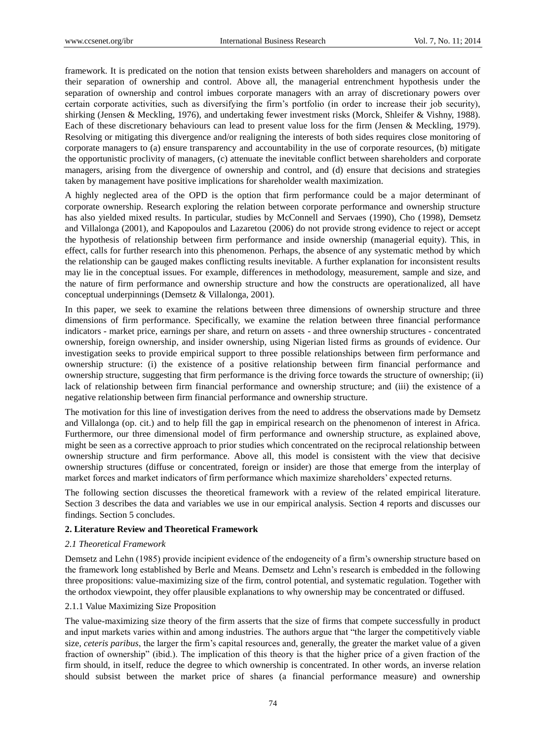framework. It is predicated on the notion that tension exists between shareholders and managers on account of their separation of ownership and control. Above all, the managerial entrenchment hypothesis under the separation of ownership and control imbues corporate managers with an array of discretionary powers over certain corporate activities, such as diversifying the firm's portfolio (in order to increase their job security), shirking (Jensen & Meckling, 1976), and undertaking fewer investment risks (Morck, Shleifer & Vishny, 1988). Each of these discretionary behaviours can lead to present value loss for the firm (Jensen & Meckling, 1979). Resolving or mitigating this divergence and/or realigning the interests of both sides requires close monitoring of corporate managers to (a) ensure transparency and accountability in the use of corporate resources, (b) mitigate the opportunistic proclivity of managers, (c) attenuate the inevitable conflict between shareholders and corporate managers, arising from the divergence of ownership and control, and (d) ensure that decisions and strategies taken by management have positive implications for shareholder wealth maximization.

A highly neglected area of the OPD is the option that firm performance could be a major determinant of corporate ownership. Research exploring the relation between corporate performance and ownership structure has also yielded mixed results. In particular, studies by McConnell and Servaes (1990), Cho (1998), Demsetz and Villalonga (2001), and Kapopoulos and Lazaretou (2006) do not provide strong evidence to reject or accept the hypothesis of relationship between firm performance and inside ownership (managerial equity). This, in effect, calls for further research into this phenomenon. Perhaps, the absence of any systematic method by which the relationship can be gauged makes conflicting results inevitable. A further explanation for inconsistent results may lie in the conceptual issues. For example, differences in methodology, measurement, sample and size, and the nature of firm performance and ownership structure and how the constructs are operationalized, all have conceptual underpinnings (Demsetz & Villalonga, 2001).

In this paper, we seek to examine the relations between three dimensions of ownership structure and three dimensions of firm performance. Specifically, we examine the relation between three financial performance indicators - market price, earnings per share, and return on assets - and three ownership structures - concentrated ownership, foreign ownership, and insider ownership, using Nigerian listed firms as grounds of evidence. Our investigation seeks to provide empirical support to three possible relationships between firm performance and ownership structure: (i) the existence of a positive relationship between firm financial performance and ownership structure, suggesting that firm performance is the driving force towards the structure of ownership; (ii) lack of relationship between firm financial performance and ownership structure; and (iii) the existence of a negative relationship between firm financial performance and ownership structure.

The motivation for this line of investigation derives from the need to address the observations made by Demsetz and Villalonga (op. cit.) and to help fill the gap in empirical research on the phenomenon of interest in Africa. Furthermore, our three dimensional model of firm performance and ownership structure, as explained above, might be seen as a corrective approach to prior studies which concentrated on the reciprocal relationship between ownership structure and firm performance. Above all, this model is consistent with the view that decisive ownership structures (diffuse or concentrated, foreign or insider) are those that emerge from the interplay of market forces and market indicators of firm performance which maximize shareholders' expected returns.

The following section discusses the theoretical framework with a review of the related empirical literature. Section 3 describes the data and variables we use in our empirical analysis. Section 4 reports and discusses our findings. Section 5 concludes.

## 2. Literature Review and Theoretical Framework

### *2.1 Theoretical Framework*

Demsetz and Lehn (1985) provide incipient evidence of the endogeneity of a firm's ownership structure based on the framework long established by Berle and Means. Demsetz and Lehn's research is embedded in the following three propositions: value-maximizing size of the firm, control potential, and systematic regulation. Together with the orthodox viewpoint, they offer plausible explanations to why ownership may be concentrated or diffused.

#### 2.1.1 Value Maximizing Size Proposition

The value-maximizing size theory of the firm asserts that the size of firms that compete successfully in product and input markets varies within and among industries. The authors argue that "the larger the competitively viable size, *ceteris paribus*, the larger the firm's capital resources and, generally, the greater the market value of a given fraction of ownership" (ibid.). The implication of this theory is that the higher price of a given fraction of the firm should, in itself, reduce the degree to which ownership is concentrated. In other words, an inverse relation should subsist between the market price of shares (a financial performance measure) and ownership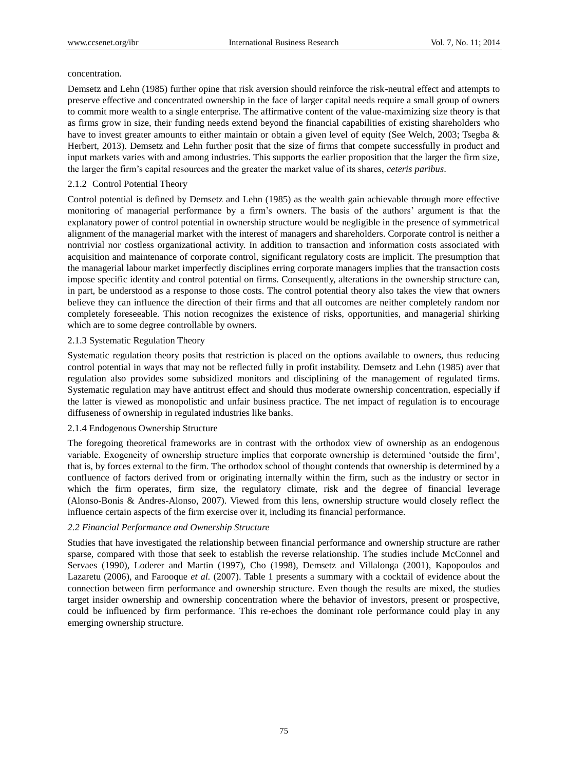concentration.

Demsetz and Lehn (1985) further opine that risk aversion should reinforce the risk-neutral effect and attempts to preserve effective and concentrated ownership in the face of larger capital needs require a small group of owners to commit more wealth to a single enterprise. The affirmative content of the value-maximizing size theory is that as firms grow in size, their funding needs extend beyond the financial capabilities of existing shareholders who have to invest greater amounts to either maintain or obtain a given level of equity (See Welch, 2003; Tsegba & Herbert, 2013). Demsetz and Lehn further posit that the size of firms that compete successfully in product and input markets varies with and among industries. This supports the earlier proposition that the larger the firm size, the larger the firm's capital resources and the greater the market value of its shares, *ceteris paribus*.

### 2.1.2 Control Potential Theory

Control potential is defined by Demsetz and Lehn (1985) as the wealth gain achievable through more effective monitoring of managerial performance by a firm's owners. The basis of the authors' argument is that the explanatory power of control potential in ownership structure would be negligible in the presence of symmetrical alignment of the managerial market with the interest of managers and shareholders. Corporate control is neither a nontrivial nor costless organizational activity. In addition to transaction and information costs associated with acquisition and maintenance of corporate control, significant regulatory costs are implicit. The presumption that the managerial labour market imperfectly disciplines erring corporate managers implies that the transaction costs impose specific identity and control potential on firms. Consequently, alterations in the ownership structure can, in part, be understood as a response to those costs. The control potential theory also takes the view that owners believe they can influence the direction of their firms and that all outcomes are neither completely random nor completely foreseeable. This notion recognizes the existence of risks, opportunities, and managerial shirking which are to some degree controllable by owners.

### 2.1.3 Systematic Regulation Theory

Systematic regulation theory posits that restriction is placed on the options available to owners, thus reducing control potential in ways that may not be reflected fully in profit instability. Demsetz and Lehn (1985) aver that regulation also provides some subsidized monitors and disciplining of the management of regulated firms. Systematic regulation may have antitrust effect and should thus moderate ownership concentration, especially if the latter is viewed as monopolistic and unfair business practice. The net impact of regulation is to encourage diffuseness of ownership in regulated industries like banks.

### 2.1.4 Endogenous Ownership Structure

The foregoing theoretical frameworks are in contrast with the orthodox view of ownership as an endogenous variable. Exogeneity of ownership structure implies that corporate ownership is determined 'outside the firm', that is, by forces external to the firm. The orthodox school of thought contends that ownership is determined by a confluence of factors derived from or originating internally within the firm, such as the industry or sector in which the firm operates, firm size, the regulatory climate, risk and the degree of financial leverage (Alonso-Bonis & Andres-Alonso, 2007). Viewed from this lens, ownership structure would closely reflect the influence certain aspects of the firm exercise over it, including its financial performance.

## *2.2 Financial Performance and Ownership Structure*

Studies that have investigated the relationship between financial performance and ownership structure are rather sparse, compared with those that seek to establish the reverse relationship. The studies include McConnel and Servaes (1990), Loderer and Martin (1997), Cho (1998), Demsetz and Villalonga (2001), Kapopoulos and Lazaretu (2006), and Farooque *et al.* (2007). Table 1 presents a summary with a cocktail of evidence about the connection between firm performance and ownership structure. Even though the results are mixed, the studies target insider ownership and ownership concentration where the behavior of investors, present or prospective, could be influenced by firm performance. This re-echoes the dominant role performance could play in any emerging ownership structure.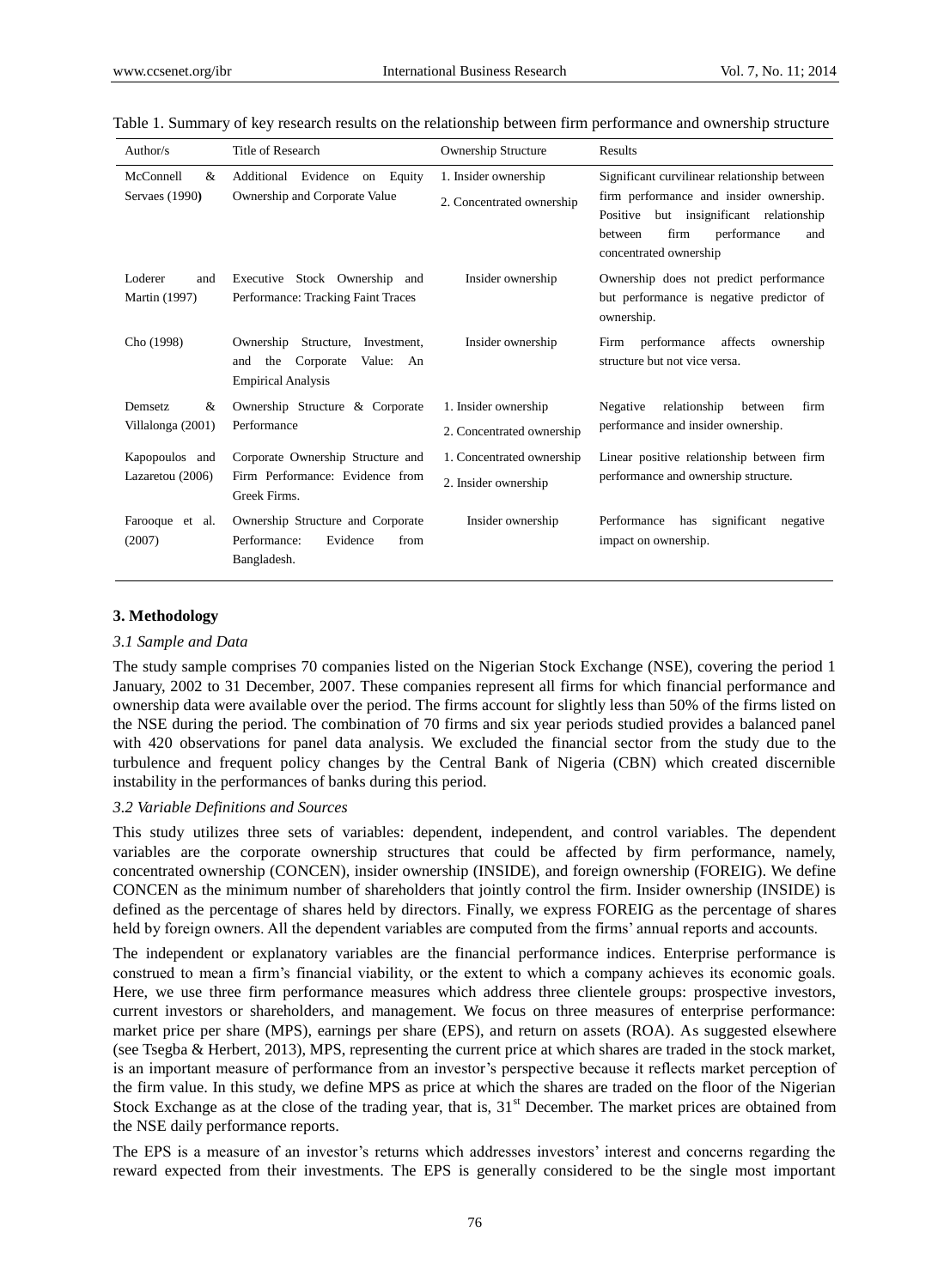Table 1. Summary of key research results on the relationship between firm performance and ownership structure

| Author/s | Title of Research | Ownership Structure | Results |
|---|---|---|---|
| McConnell & Servaes (1990) | Additional Evidence on Equity Ownership and Corporate Value | 1. Insider ownership<br>2. Concentrated ownership | Significant curvilinear relationship between firm performance and insider ownership. Positive but insignificant relationship between firm performance and concentrated ownership |
| Loderer and Martin (1997) | Executive Stock Ownership and Performance: Tracking Faint Traces | Insider ownership | Ownership does not predict performance but performance is negative predictor of ownership. |
| Cho (1998) | Ownership Structure, Investment, and the Corporate Value: An Empirical Analysis | Insider ownership | Firm performance affects ownership structure but not vice versa. |
| Demsetz & Villalonga (2001) | Ownership Structure & Corporate Performance | 1. Insider ownership<br>2. Concentrated ownership | Negative relationship between firm performance and insider ownership. |
| Kapopoulos and Lazaretou (2006) | Corporate Ownership Structure and Firm Performance: Evidence from Greek Firms. | 1. Concentrated ownership<br>2. Insider ownership | Linear positive relationship between firm performance and ownership structure. |
| Farooque et al. (2007) | Ownership Structure and Corporate Performance: Evidence from Bangladesh. | Insider ownership | Performance has significant negative impact on ownership. |

### 3. Methodology

#### *3.1 Sample and Data*

The study sample comprises 70 companies listed on the Nigerian Stock Exchange (NSE), covering the period 1 January, 2002 to 31 December, 2007. These companies represent all firms for which financial performance and ownership data were available over the period. The firms account for slightly less than 50% of the firms listed on the NSE during the period. The combination of 70 firms and six year periods studied provides a balanced panel with 420 observations for panel data analysis. We excluded the financial sector from the study due to the turbulence and frequent policy changes by the Central Bank of Nigeria (CBN) which created discernible instability in the performances of banks during this period.

#### *3.2 Variable Definitions and Sources*

This study utilizes three sets of variables: dependent, independent, and control variables. The dependent variables are the corporate ownership structures that could be affected by firm performance, namely, concentrated ownership (CONCEN), insider ownership (INSIDE), and foreign ownership (FOREIG). We define CONCEN as the minimum number of shareholders that jointly control the firm. Insider ownership (INSIDE) is defined as the percentage of shares held by directors. Finally, we express FOREIG as the percentage of shares held by foreign owners. All the dependent variables are computed from the firms' annual reports and accounts.

The independent or explanatory variables are the financial performance indices. Enterprise performance is construed to mean a firm's financial viability, or the extent to which a company achieves its economic goals. Here, we use three firm performance measures which address three clientele groups: prospective investors, current investors or shareholders, and management. We focus on three measures of enterprise performance: market price per share (MPS), earnings per share (EPS), and return on assets (ROA). As suggested elsewhere (see Tsegba & Herbert, 2013), MPS, representing the current price at which shares are traded in the stock market, is an important measure of performance from an investor's perspective because it reflects market perception of the firm value. In this study, we define MPS as price at which the shares are traded on the floor of the Nigerian Stock Exchange as at the close of the trading year, that is, 31st December. The market prices are obtained from the NSE daily performance reports.

The EPS is a measure of an investor's returns which addresses investors' interest and concerns regarding the reward expected from their investments. The EPS is generally considered to be the single most important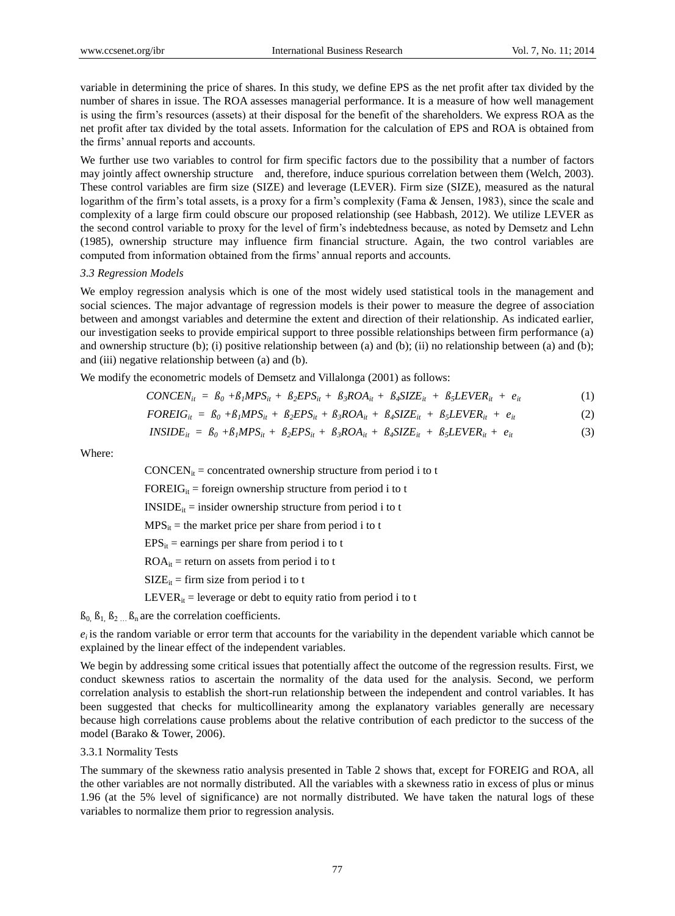variable in determining the price of shares. In this study, we define EPS as the net profit after tax divided by the number of shares in issue. The ROA assesses managerial performance. It is a measure of how well management is using the firm's resources (assets) at their disposal for the benefit of the shareholders. We express ROA as the net profit after tax divided by the total assets. Information for the calculation of EPS and ROA is obtained from the firms' annual reports and accounts.

We further use two variables to control for firm specific factors due to the possibility that a number of factors may jointly affect ownership structure and, therefore, induce spurious correlation between them (Welch, 2003). These control variables are firm size (SIZE) and leverage (LEVER). Firm size (SIZE), measured as the natural logarithm of the firm's total assets, is a proxy for a firm's complexity (Fama & Jensen, 1983), since the scale and complexity of a large firm could obscure our proposed relationship (see Habbash, 2012). We utilize LEVER as the second control variable to proxy for the level of firm's indebtedness because, as noted by Demsetz and Lehn (1985), ownership structure may influence firm financial structure. Again, the two control variables are computed from information obtained from the firms' annual reports and accounts.

### *3.3 Regression Models*

We employ regression analysis which is one of the most widely used statistical tools in the management and social sciences. The major advantage of regression models is their power to measure the degree of association between and amongst variables and determine the extent and direction of their relationship. As indicated earlier, our investigation seeks to provide empirical support to three possible relationships between firm performance (a) and ownership structure (b); (i) positive relationship between (a) and (b); (ii) no relationship between (a) and (b); and (iii) negative relationship between (a) and (b).

We modify the econometric models of Demsetz and Villalonga (2001) as follows:

$$CONCEN_{it} = ß_0 + ß_1 MPS_{it} + ß_2 EPS_{it} + ß_3 ROA_{it} + ß_4 SIZE_{it} + ß_5 LEVER_{it} + e_{it} \quad (1)$$

$$FOREIG_{it} = ß_0 + ß_1 MPS_{it} + ß_2 EPS_{it} + ß_3 ROA_{it} + ß_4 SIZE_{it} + ß_5 LEVER_{it} + e_{it} \quad (2)$$

$$INSIDE_{it} = ß_0 + ß_1 MPS_{it} + ß_2 EPS_{it} + ß_3 ROA_{it} + ß_4 SIZE_{it} + ß_5 LEVER_{it} + e_{it} \quad (3)$$

Where:

$CONCEN_{it}$ = concentrated ownership structure from period i to t

$FOREIG_{it}$ = foreign ownership structure from period i to t

$INSIDE_{it}$ = insider ownership structure from period i to t

$MPS_{it}$ = the market price per share from period i to t

$EPS_{it}$ = earnings per share from period i to t

$ROA_{it}$ = return on assets from period i to t

$SIZE_{it}$ = firm size from period i to t

$LEVER_{it}$ = leverage or debt to equity ratio from period i to t

$ß_0, ß_1, ß_2 \ldots ß_n$ are the correlation coefficients.

$e_i$ is the random variable or error term that accounts for the variability in the dependent variable which cannot be explained by the linear effect of the independent variables.

We begin by addressing some critical issues that potentially affect the outcome of the regression results. First, we conduct skewness ratios to ascertain the normality of the data used for the analysis. Second, we perform correlation analysis to establish the short-run relationship between the independent and control variables. It has been suggested that checks for multicollinearity among the explanatory variables generally are necessary because high correlations cause problems about the relative contribution of each predictor to the success of the model (Barako & Tower, 2006).

#### 3.3.1 Normality Tests

The summary of the skewness ratio analysis presented in Table 2 shows that, except for FOREIG and ROA, all the other variables are not normally distributed. All the variables with a skewness ratio in excess of plus or minus 1.96 (at the 5% level of significance) are not normally distributed. We have taken the natural logs of these variables to normalize them prior to regression analysis.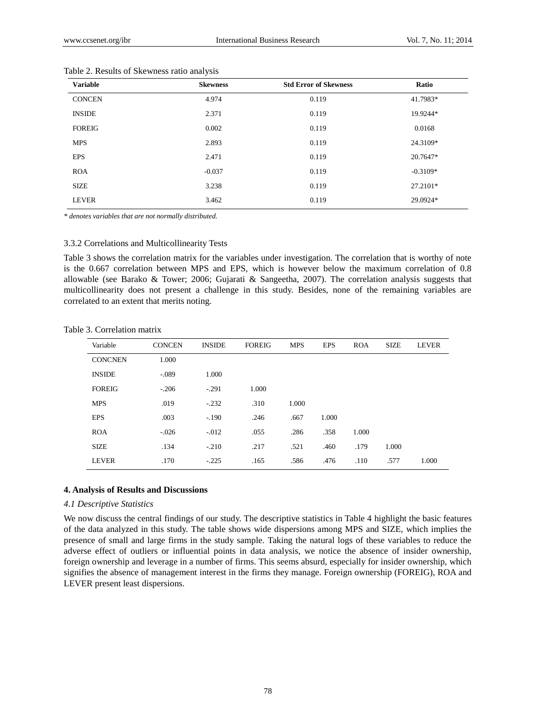Table 2. Results of Skewness ratio analysis

| Variable | Skewness | Std Error of Skewness | Ratio |
|---|---|---|---|
| CONCEN | 4.974 | 0.119 | 41.7983* |
| INSIDE | 2.371 | 0.119 | 19.9244* |
| FOREIG | 0.002 | 0.119 | 0.0168 |
| MPS | 2.893 | 0.119 | 24.3109* |
| EPS | 2.471 | 0.119 | 20.7647* |
| ROA | -0.037 | 0.119 | -0.3109* |
| SIZE | 3.238 | 0.119 | 27.2101* |
| LEVER | 3.462 | 0.119 | 29.0924* |

*\* denotes variables that are not normally distributed.*

### 3.3.2 Correlations and Multicollinearity Tests

Table 3 shows the correlation matrix for the variables under investigation. The correlation that is worthy of note is the 0.667 correlation between MPS and EPS, which is however below the maximum correlation of 0.8 allowable (see Barako & Tower; 2006; Gujarati & Sangeetha, 2007). The correlation analysis suggests that multicollinearity does not present a challenge in this study. Besides, none of the remaining variables are correlated to an extent that merits noting.

Table 3. Correlation matrix

| Variable | CONCEN | INSIDE | FOREIG | MPS | EPS | ROA | SIZE | LEVER |
|---|---|---|---|---|---|---|---|---|
| CONCNEN | 1.000 | | | | | | | |
| INSIDE | -.089 | 1.000 | | | | | | |
| FOREIG | -.206 | -.291 | 1.000 | | | | | |
| MPS | .019 | -.232 | .310 | 1.000 | | | | |
| EPS | .003 | -.190 | .246 | .667 | 1.000 | | | |
| ROA | -.026 | -.012 | .055 | .286 | .358 | 1.000 | | |
| SIZE | .134 | -.210 | .217 | .521 | .460 | .179 | 1.000 | |
| LEVER | .170 | -.225 | .165 | .586 | .476 | .110 | .577 | 1.000 |

## 4. Analysis of Results and Discussions

### *4.1 Descriptive Statistics*

We now discuss the central findings of our study. The descriptive statistics in Table 4 highlight the basic features of the data analyzed in this study. The table shows wide dispersions among MPS and SIZE, which implies the presence of small and large firms in the study sample. Taking the natural logs of these variables to reduce the adverse effect of outliers or influential points in data analysis, we notice the absence of insider ownership, foreign ownership and leverage in a number of firms. This seems absurd, especially for insider ownership, which signifies the absence of management interest in the firms they manage. Foreign ownership (FOREIG), ROA and LEVER present least dispersions.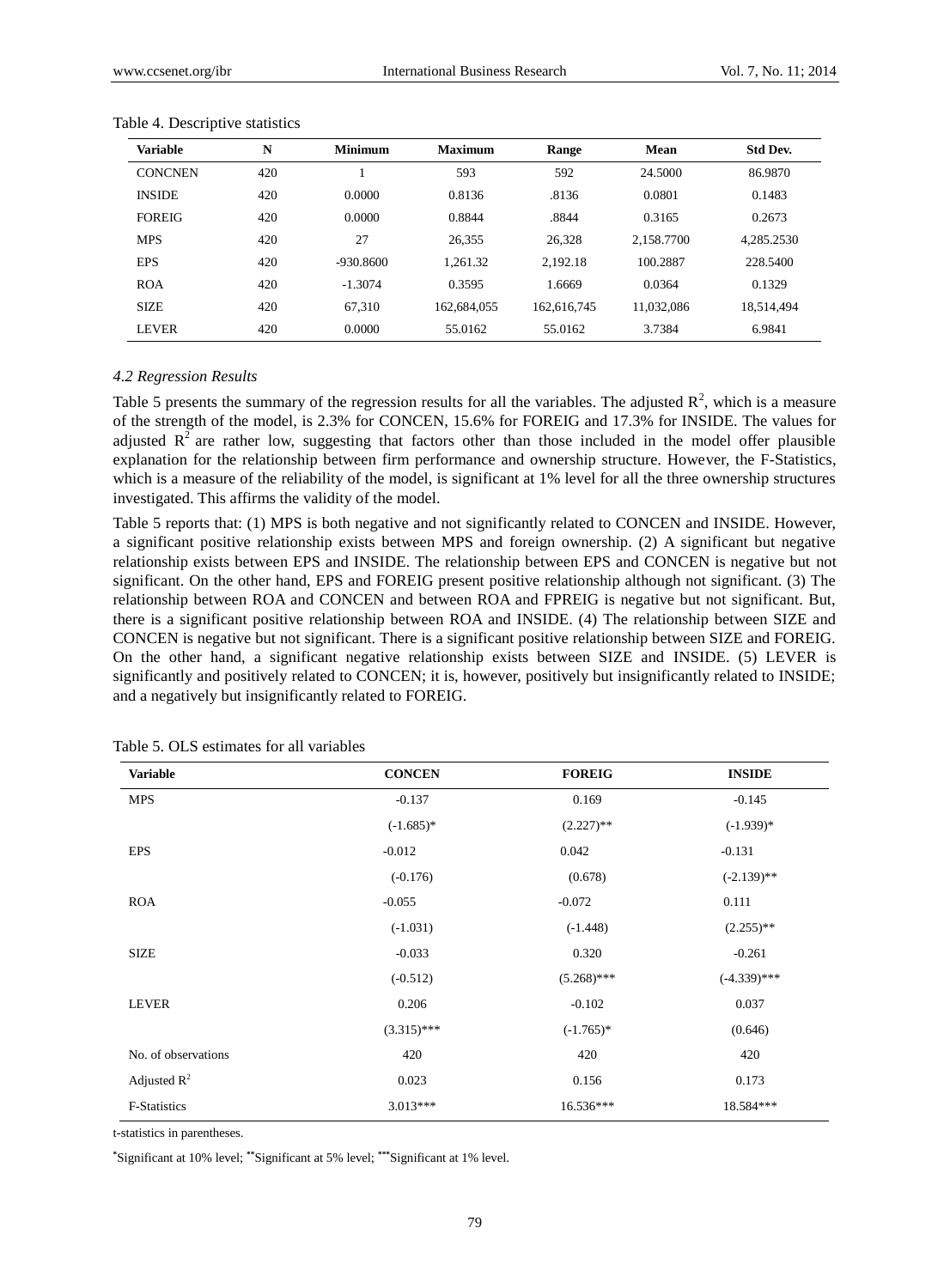Table 4. Descriptive statistics

| Variable | N | Minimum | Maximum | Range | Mean | Std Dev. |
|---|---|---|---|---|---|---|
| CONCNEN | 420 | 1 | 593 | 592 | 24.5000 | 86.9870 |
| INSIDE | 420 | 0.0000 | 0.8136 | .8136 | 0.0801 | 0.1483 |
| FOREIG | 420 | 0.0000 | 0.8844 | .8844 | 0.3165 | 0.2673 |
| MPS | 420 | 27 | 26,355 | 26,328 | 2,158.7700 | 4,285.2530 |
| EPS | 420 | -930.8600 | 1,261.32 | 2,192.18 | 100.2887 | 228.5400 |
| ROA | 420 | -1.3074 | 0.3595 | 1.6669 | 0.0364 | 0.1329 |
| SIZE | 420 | 67,310 | 162,684,055 | 162,616,745 | 11,032,086 | 18,514,494 |
| LEVER | 420 | 0.0000 | 55.0162 | 55.0162 | 3.7384 | 6.9841 |

### *4.2 Regression Results*

Table 5 presents the summary of the regression results for all the variables. The adjusted $R^2$, which is a measure of the strength of the model, is 2.3% for CONCEN, 15.6% for FOREIG and 17.3% for INSIDE. The values for adjusted $R^2$ are rather low, suggesting that factors other than those included in the model offer plausible explanation for the relationship between firm performance and ownership structure. However, the F-Statistics, which is a measure of the reliability of the model, is significant at 1% level for all the three ownership structures investigated. This affirms the validity of the model.

Table 5 reports that: (1) MPS is both negative and not significantly related to CONCEN and INSIDE. However, a significant positive relationship exists between MPS and foreign ownership. (2) A significant but negative relationship exists between EPS and INSIDE. The relationship between EPS and CONCEN is negative but not significant. On the other hand, EPS and FOREIG present positive relationship although not significant. (3) The relationship between ROA and CONCEN and between ROA and FPREIG is negative but not significant. But, there is a significant positive relationship between ROA and INSIDE. (4) The relationship between SIZE and CONCEN is negative but not significant. There is a significant positive relationship between SIZE and FOREIG. On the other hand, a significant negative relationship exists between SIZE and INSIDE. (5) LEVER is significantly and positively related to CONCEN; it is, however, positively but insignificantly related to INSIDE; and a negatively but insignificantly related to FOREIG.

Table 5. OLS estimates for all variables

| Variable | CONCEN | FOREIG | INSIDE |
|---|---|---|---|
| MPS | -0.137 | 0.169 | -0.145 |
| | (-1.685)* | (2.227)** | (-1.939)* |
| EPS | -0.012 | 0.042 | -0.131 |
| | (-0.176) | (0.678) | (-2.139)** |
| ROA | -0.055 | -0.072 | 0.111 |
| | (-1.031) | (-1.448) | (2.255)** |
| SIZE | -0.033 | 0.320 | -0.261 |
| | (-0.512) | (5.268)*** | (-4.339)*** |
| LEVER | 0.206 | -0.102 | 0.037 |
| | (3.315)*** | (-1.765)* | (0.646) |
| No. of observations | 420 | 420 | 420 |
| Adjusted $R^2$ | 0.023 | 0.156 | 0.173 |
| F-Statistics | 3.013*** | 16.536*** | 18.584*** |

t-statistics in parentheses.

*Significant at 10% level; **Significant at 5% level; ***Significant at 1% level.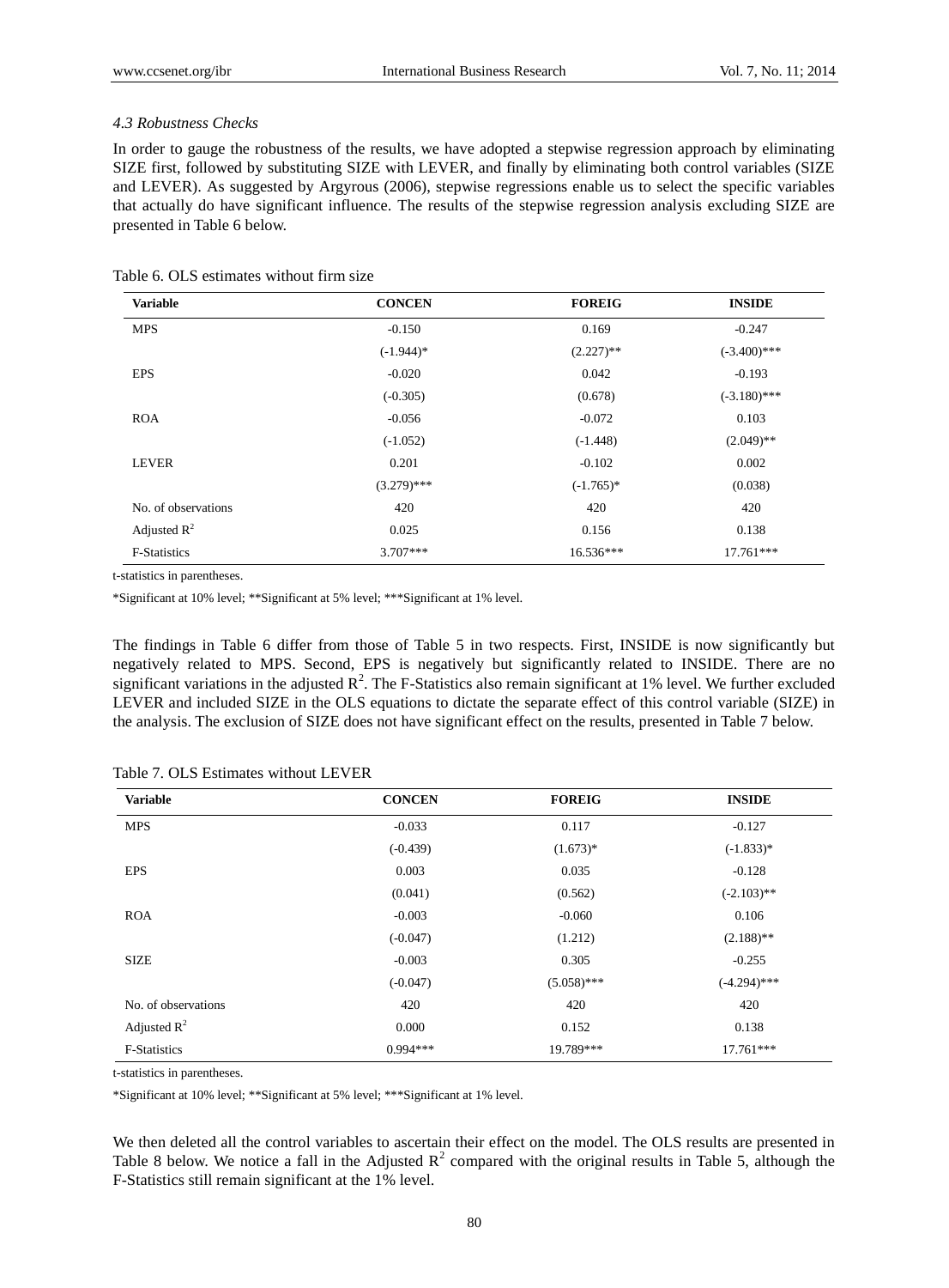### 4.3 Robustness Checks

In order to gauge the robustness of the results, we have adopted a stepwise regression approach by eliminating SIZE first, followed by substituting SIZE with LEVER, and finally by eliminating both control variables (SIZE and LEVER). As suggested by Argyrous (2006), stepwise regressions enable us to select the specific variables that actually do have significant influence. The results of the stepwise regression analysis excluding SIZE are presented in Table 6 below.

Table 6. OLS estimates without firm size

| Variable | CONCEN | FOREIG | INSIDE |
|---|---|---|---|
| MPS | -0.150 | 0.169 | -0.247 |
| | (-1.944)* | (2.227)** | (-3.400)*** |
| EPS | -0.020 | 0.042 | -0.193 |
| | (-0.305) | (0.678) | (-3.180)*** |
| ROA | -0.056 | -0.072 | 0.103 |
| | (-1.052) | (-1.448) | (2.049)** |
| LEVER | 0.201 | -0.102 | 0.002 |
| | (3.279)*** | (-1.765)* | (0.038) |
| No. of observations | 420 | 420 | 420 |
| Adjusted $R^2$ | 0.025 | 0.156 | 0.138 |
| F-Statistics | 3.707*** | 16.536*** | 17.761*** |

t-statistics in parentheses.

*Significant at 10% level; **Significant at 5% level; ***Significant at 1% level.

The findings in Table 6 differ from those of Table 5 in two respects. First, INSIDE is now significantly but negatively related to MPS. Second, EPS is negatively but significantly related to INSIDE. There are no significant variations in the adjusted $R^2$. The F-Statistics also remain significant at 1% level. We further excluded LEVER and included SIZE in the OLS equations to dictate the separate effect of this control variable (SIZE) in the analysis. The exclusion of SIZE does not have significant effect on the results, presented in Table 7 below.

Table 7. OLS Estimates without LEVER

| Variable | CONCEN | FOREIG | INSIDE |
|---|---|---|---|
| MPS | -0.033 | 0.117 | -0.127 |
| | (-0.439) | (1.673)* | (-1.833)* |
| EPS | 0.003 | 0.035 | -0.128 |
| | (0.041) | (0.562) | (-2.103)** |
| ROA | -0.003 | -0.060 | 0.106 |
| | (-0.047) | (1.212) | (2.188)** |
| SIZE | -0.003 | 0.305 | -0.255 |
| | (-0.047) | (5.058)*** | (-4.294)*** |
| No. of observations | 420 | 420 | 420 |
| Adjusted $R^2$ | 0.000 | 0.152 | 0.138 |
| F-Statistics | 0.994*** | 19.789*** | 17.761*** |

t-statistics in parentheses.

*Significant at 10% level; **Significant at 5% level; ***Significant at 1% level.

We then deleted all the control variables to ascertain their effect on the model. The OLS results are presented in Table 8 below. We notice a fall in the Adjusted $R^2$ compared with the original results in Table 5, although the F-Statistics still remain significant at the 1% level.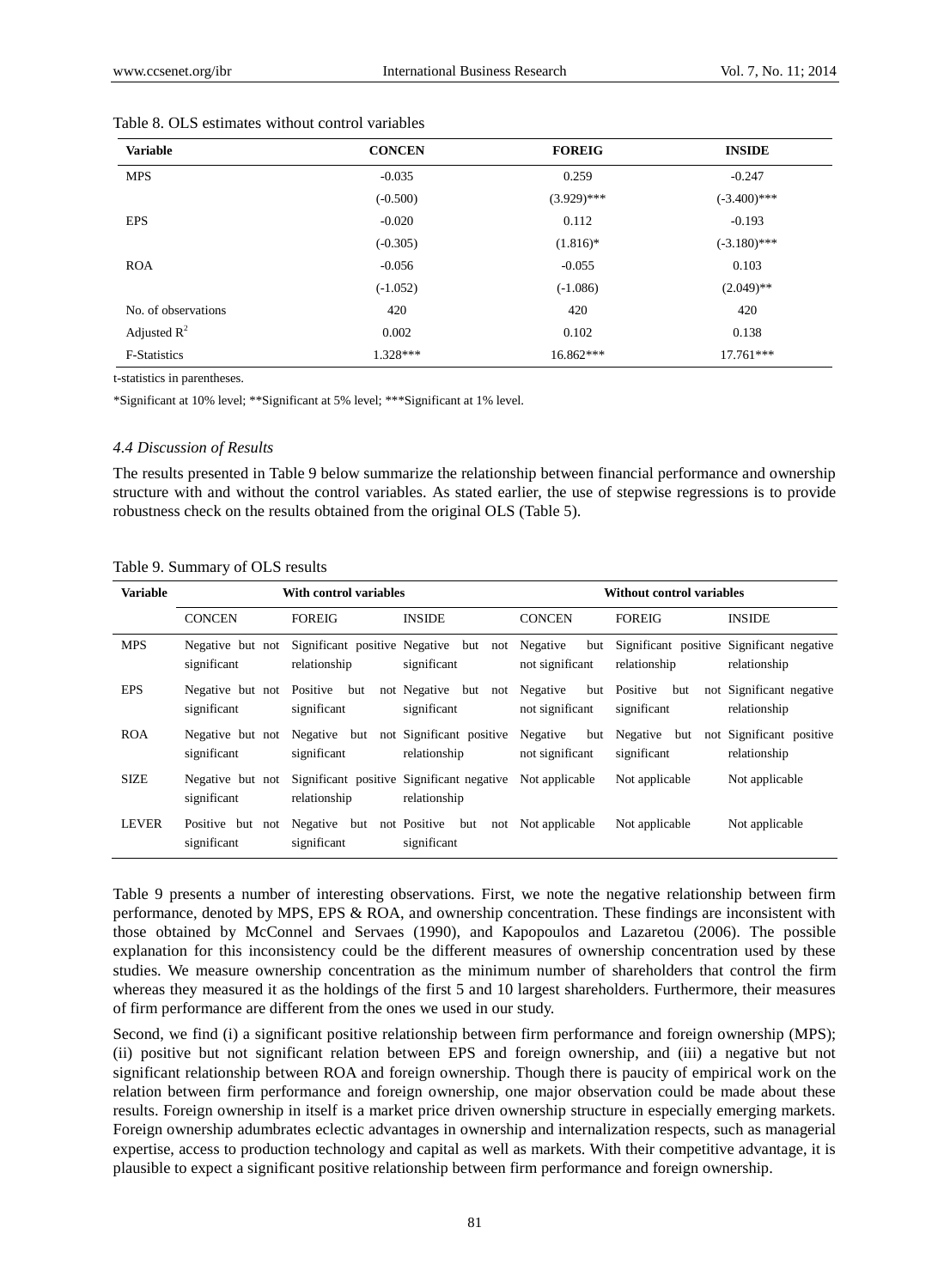Table 8. OLS estimates without control variables

| Variable | CONCEN | FOREIG | INSIDE |
|---|---|---|---|
| MPS | -0.035 | 0.259 | -0.247 |
| | (-0.500) | (3.929)*** | (-3.400)*** |
| EPS | -0.020 | 0.112 | -0.193 |
| | (-0.305) | (1.816)* | (-3.180)*** |
| ROA | -0.056 | -0.055 | 0.103 |
| | (-1.052) | (-1.086) | (2.049)** |
| No. of observations | 420 | 420 | 420 |
| Adjusted $R^2$ | 0.002 | 0.102 | 0.138 |
| F-Statistics | 1.328*** | 16.862*** | 17.761*** |

t-statistics in parentheses.

*Significant at 10% level; **Significant at 5% level; ***Significant at 1% level.

### 4.4 Discussion of Results

The results presented in Table 9 below summarize the relationship between financial performance and ownership structure with and without the control variables. As stated earlier, the use of stepwise regressions is to provide robustness check on the results obtained from the original OLS (Table 5).

Table 9. Summary of OLS results

| Variable | With control variables | | | Without control variables | | |
|---|---|---|---|---|---|---|
| | CONCEN | FOREIG | INSIDE | CONCEN | FOREIG | INSIDE |
| MPS | Negative but not significant | Significant positive relationship | Negative but not significant | Negative but not significant | Significant positive relationship | Significant negative relationship |
| EPS | Negative but not significant | Positive but not significant | Negative but not significant | Negative but not significant | Positive but not significant | Significant negative relationship |
| ROA | Negative but not significant | Negative but not significant | Significant positive relationship | Negative but not significant | Negative but not significant | Significant positive relationship |
| SIZE | Negative but not significant | Significant positive relationship | Significant negative relationship | Not applicable | Not applicable | Not applicable |
| LEVER | Positive but not significant | Negative but not significant | Positive but not significant | Not applicable | Not applicable | Not applicable |

Table 9 presents a number of interesting observations. First, we note the negative relationship between firm performance, denoted by MPS, EPS & ROA, and ownership concentration. These findings are inconsistent with those obtained by McConnel and Servaes (1990), and Kapopoulos and Lazaretou (2006). The possible explanation for this inconsistency could be the different measures of ownership concentration used by these studies. We measure ownership concentration as the minimum number of shareholders that control the firm whereas they measured it as the holdings of the first 5 and 10 largest shareholders. Furthermore, their measures of firm performance are different from the ones we used in our study.

Second, we find (i) a significant positive relationship between firm performance and foreign ownership (MPS); (ii) positive but not significant relation between EPS and foreign ownership, and (iii) a negative but not significant relationship between ROA and foreign ownership. Though there is paucity of empirical work on the relation between firm performance and foreign ownership, one major observation could be made about these results. Foreign ownership in itself is a market price driven ownership structure in especially emerging markets. Foreign ownership adumbrates eclectic advantages in ownership and internalization respects, such as managerial expertise, access to production technology and capital as well as markets. With their competitive advantage, it is plausible to expect a significant positive relationship between firm performance and foreign ownership.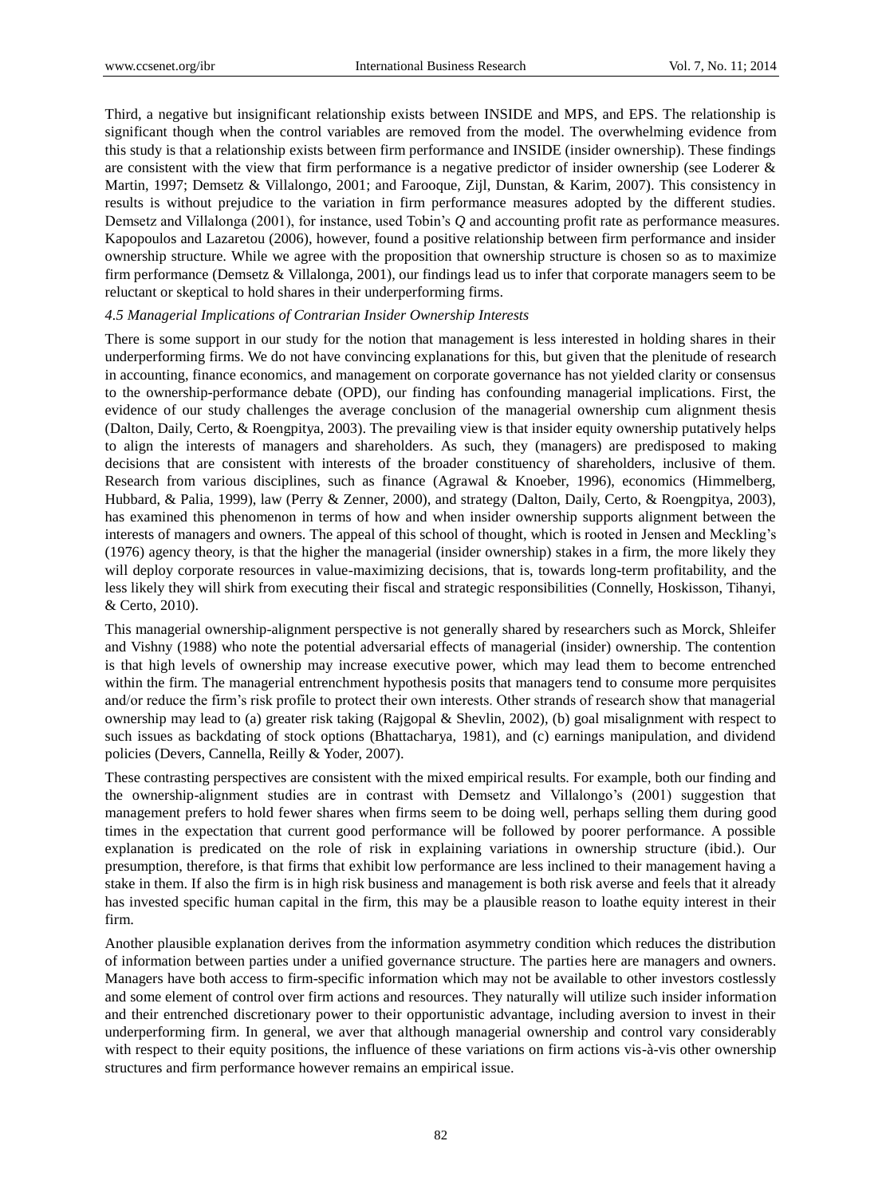Third, a negative but insignificant relationship exists between INSIDE and MPS, and EPS. The relationship is significant though when the control variables are removed from the model. The overwhelming evidence from this study is that a relationship exists between firm performance and INSIDE (insider ownership). These findings are consistent with the view that firm performance is a negative predictor of insider ownership (see Loderer & Martin, 1997; Demsetz & Villalongo, 2001; and Farooque, Zijl, Dunstan, & Karim, 2007). This consistency in results is without prejudice to the variation in firm performance measures adopted by the different studies. Demsetz and Villalonga (2001), for instance, used Tobin's *Q* and accounting profit rate as performance measures. Kapopoulos and Lazaretou (2006), however, found a positive relationship between firm performance and insider ownership structure. While we agree with the proposition that ownership structure is chosen so as to maximize firm performance (Demsetz & Villalonga, 2001), our findings lead us to infer that corporate managers seem to be reluctant or skeptical to hold shares in their underperforming firms.

### *4.5 Managerial Implications of Contrarian Insider Ownership Interests*

There is some support in our study for the notion that management is less interested in holding shares in their underperforming firms. We do not have convincing explanations for this, but given that the plenitude of research in accounting, finance economics, and management on corporate governance has not yielded clarity or consensus to the ownership-performance debate (OPD), our finding has confounding managerial implications. First, the evidence of our study challenges the average conclusion of the managerial ownership cum alignment thesis (Dalton, Daily, Certo, & Roengpitya, 2003). The prevailing view is that insider equity ownership putatively helps to align the interests of managers and shareholders. As such, they (managers) are predisposed to making decisions that are consistent with interests of the broader constituency of shareholders, inclusive of them. Research from various disciplines, such as finance (Agrawal & Knoeber, 1996), economics (Himmelberg, Hubbard, & Palia, 1999), law (Perry & Zenner, 2000), and strategy (Dalton, Daily, Certo, & Roengpitya, 2003), has examined this phenomenon in terms of how and when insider ownership supports alignment between the interests of managers and owners. The appeal of this school of thought, which is rooted in Jensen and Meckling's (1976) agency theory, is that the higher the managerial (insider ownership) stakes in a firm, the more likely they will deploy corporate resources in value-maximizing decisions, that is, towards long-term profitability, and the less likely they will shirk from executing their fiscal and strategic responsibilities (Connelly, Hoskisson, Tihanyi, & Certo, 2010).

This managerial ownership-alignment perspective is not generally shared by researchers such as Morck, Shleifer and Vishny (1988) who note the potential adversarial effects of managerial (insider) ownership. The contention is that high levels of ownership may increase executive power, which may lead them to become entrenched within the firm. The managerial entrenchment hypothesis posits that managers tend to consume more perquisites and/or reduce the firm's risk profile to protect their own interests. Other strands of research show that managerial ownership may lead to (a) greater risk taking (Rajgopal & Shevlin, 2002), (b) goal misalignment with respect to such issues as backdating of stock options (Bhattacharya, 1981), and (c) earnings manipulation, and dividend policies (Devers, Cannella, Reilly & Yoder, 2007).

These contrasting perspectives are consistent with the mixed empirical results. For example, both our finding and the ownership-alignment studies are in contrast with Demsetz and Villalongo's (2001) suggestion that management prefers to hold fewer shares when firms seem to be doing well, perhaps selling them during good times in the expectation that current good performance will be followed by poorer performance. A possible explanation is predicated on the role of risk in explaining variations in ownership structure (ibid.). Our presumption, therefore, is that firms that exhibit low performance are less inclined to their management having a stake in them. If also the firm is in high risk business and management is both risk averse and feels that it already has invested specific human capital in the firm, this may be a plausible reason to loathe equity interest in their firm.

Another plausible explanation derives from the information asymmetry condition which reduces the distribution of information between parties under a unified governance structure. The parties here are managers and owners. Managers have both access to firm-specific information which may not be available to other investors costlessly and some element of control over firm actions and resources. They naturally will utilize such insider information and their entrenched discretionary power to their opportunistic advantage, including aversion to invest in their underperforming firm. In general, we aver that although managerial ownership and control vary considerably with respect to their equity positions, the influence of these variations on firm actions vis-à-vis other ownership structures and firm performance however remains an empirical issue.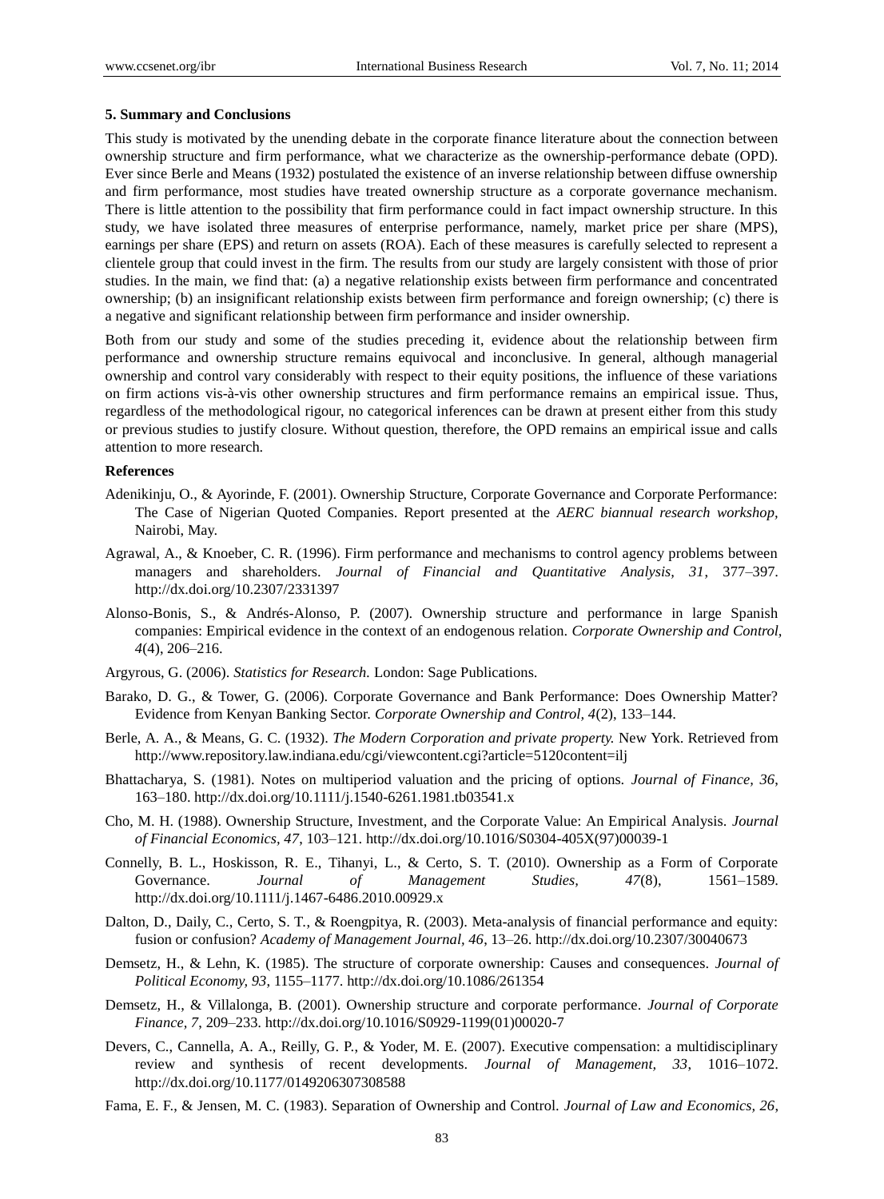### 5. Summary and Conclusions

This study is motivated by the unending debate in the corporate finance literature about the connection between ownership structure and firm performance, what we characterize as the ownership-performance debate (OPD). Ever since Berle and Means (1932) postulated the existence of an inverse relationship between diffuse ownership and firm performance, most studies have treated ownership structure as a corporate governance mechanism. There is little attention to the possibility that firm performance could in fact impact ownership structure. In this study, we have isolated three measures of enterprise performance, namely, market price per share (MPS), earnings per share (EPS) and return on assets (ROA). Each of these measures is carefully selected to represent a clientele group that could invest in the firm. The results from our study are largely consistent with those of prior studies. In the main, we find that: (a) a negative relationship exists between firm performance and concentrated ownership; (b) an insignificant relationship exists between firm performance and foreign ownership; (c) there is a negative and significant relationship between firm performance and insider ownership.

Both from our study and some of the studies preceding it, evidence about the relationship between firm performance and ownership structure remains equivocal and inconclusive. In general, although managerial ownership and control vary considerably with respect to their equity positions, the influence of these variations on firm actions vis-à-vis other ownership structures and firm performance remains an empirical issue. Thus, regardless of the methodological rigour, no categorical inferences can be drawn at present either from this study or previous studies to justify closure. Without question, therefore, the OPD remains an empirical issue and calls attention to more research.

### References

Adenikinju, O., & Ayorinde, F. (2001). Ownership Structure, Corporate Governance and Corporate Performance: The Case of Nigerian Quoted Companies. Report presented at the *AERC biannual research workshop*, Nairobi, May.

Agrawal, A., & Knoeber, C. R. (1996). Firm performance and mechanisms to control agency problems between managers and shareholders. *Journal of Financial and Quantitative Analysis, 31*, 377–397. http://dx.doi.org/10.2307/2331397

Alonso-Bonis, S., & Andrés-Alonso, P. (2007). Ownership structure and performance in large Spanish companies: Empirical evidence in the context of an endogenous relation. *Corporate Ownership and Control, 4*(4), 206–216.

Argyrous, G. (2006). *Statistics for Research*. London: Sage Publications.

Barako, D. G., & Tower, G. (2006). Corporate Governance and Bank Performance: Does Ownership Matter? Evidence from Kenyan Banking Sector. *Corporate Ownership and Control, 4*(2), 133–144.

Berle, A. A., & Means, G. C. (1932). *The Modern Corporation and private property.* New York. Retrieved from http://www.repository.law.indiana.edu/cgi/viewcontent.cgi?article=5120content=ilj

Bhattacharya, S. (1981). Notes on multiperiod valuation and the pricing of options. *Journal of Finance, 36*, 163–180. http://dx.doi.org/10.1111/j.1540-6261.1981.tb03541.x

Cho, M. H. (1988). Ownership Structure, Investment, and the Corporate Value: An Empirical Analysis. *Journal of Financial Economics, 47*, 103–121. http://dx.doi.org/10.1016/S0304-405X(97)00039-1

Connelly, B. L., Hoskisson, R. E., Tihanyi, L., & Certo, S. T. (2010). Ownership as a Form of Corporate Governance. *Journal of Management Studies, 47*(8), 1561–1589. http://dx.doi.org/10.1111/j.1467-6486.2010.00929.x

Dalton, D., Daily, C., Certo, S. T., & Roengpitya, R. (2003). Meta-analysis of financial performance and equity: fusion or confusion? *Academy of Management Journal, 46*, 13–26. http://dx.doi.org/10.2307/30040673

Demsetz, H., & Lehn, K. (1985). The structure of corporate ownership: Causes and consequences. *Journal of Political Economy, 93*, 1155–1177. http://dx.doi.org/10.1086/261354

Demsetz, H., & Villalonga, B. (2001). Ownership structure and corporate performance. *Journal of Corporate Finance, 7*, 209–233. http://dx.doi.org/10.1016/S0929-1199(01)00020-7

Devers, C., Cannella, A. A., Reilly, G. P., & Yoder, M. E. (2007). Executive compensation: a multidisciplinary review and synthesis of recent developments. *Journal of Management, 33*, 1016–1072. http://dx.doi.org/10.1177/0149206307308588

Fama, E. F., & Jensen, M. C. (1983). Separation of Ownership and Control. *Journal of Law and Economics, 26*,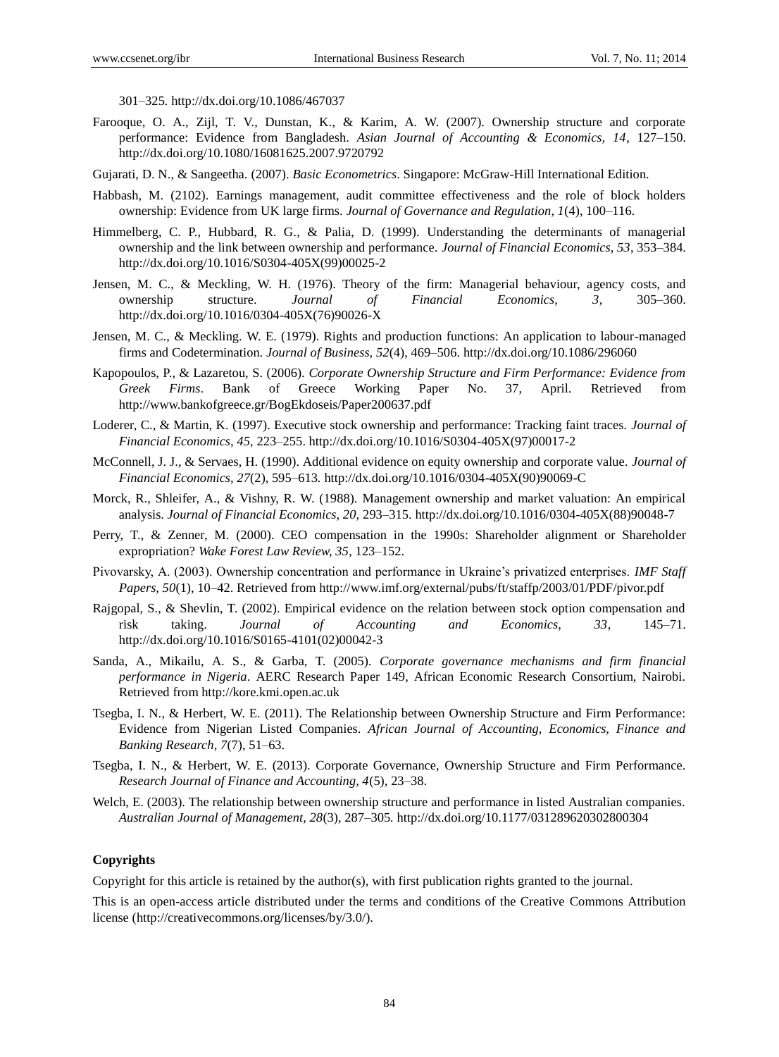301–325. http://dx.doi.org/10.1086/467037

Farooque, O. A., Zijl, T. V., Dunstan, K., & Karim, A. W. (2007). Ownership structure and corporate performance: Evidence from Bangladesh. *Asian Journal of Accounting & Economics, 14*, 127–150. http://dx.doi.org/10.1080/16081625.2007.9720792

Gujarati, D. N., & Sangeetha. (2007). *Basic Econometrics*. Singapore: McGraw-Hill International Edition.

Habbash, M. (2102). Earnings management, audit committee effectiveness and the role of block holders ownership: Evidence from UK large firms. *Journal of Governance and Regulation, 1*(4), 100–116.

Himmelberg, C. P., Hubbard, R. G., & Palia, D. (1999). Understanding the determinants of managerial ownership and the link between ownership and performance. *Journal of Financial Economics, 53*, 353–384. http://dx.doi.org/10.1016/S0304-405X(99)00025-2

Jensen, M. C., & Meckling, W. H. (1976). Theory of the firm: Managerial behaviour, agency costs, and ownership structure. *Journal of Financial Economics, 3*, 305–360. http://dx.doi.org/10.1016/0304-405X(76)90026-X

Jensen, M. C., & Meckling. W. E. (1979). Rights and production functions: An application to labour-managed firms and Codetermination. *Journal of Business, 52*(4), 469–506. http://dx.doi.org/10.1086/296060

Kapopoulos, P., & Lazaretou, S. (2006). *Corporate Ownership Structure and Firm Performance: Evidence from Greek Firms*. Bank of Greece Working Paper No. 37, April. Retrieved from http://www.bankofgreece.gr/BogEkdoseis/Paper200637.pdf

Loderer, C., & Martin, K. (1997). Executive stock ownership and performance: Tracking faint traces. *Journal of Financial Economics, 45*, 223–255. http://dx.doi.org/10.1016/S0304-405X(97)00017-2

McConnell, J. J., & Servaes, H. (1990). Additional evidence on equity ownership and corporate value. *Journal of Financial Economics, 27*(2), 595–613. http://dx.doi.org/10.1016/0304-405X(90)90069-C

Morck, R., Shleifer, A., & Vishny, R. W. (1988). Management ownership and market valuation: An empirical analysis. *Journal of Financial Economics, 20,* 293–315. http://dx.doi.org/10.1016/0304-405X(88)90048-7

Perry, T., & Zenner, M. (2000). CEO compensation in the 1990s: Shareholder alignment or Shareholder expropriation? *Wake Forest Law Review, 35*, 123–152.

Pivovarsky, A. (2003). Ownership concentration and performance in Ukraine's privatized enterprises. *IMF Staff Papers, 50*(1), 10–42. Retrieved from http://www.imf.org/external/pubs/ft/staffp/2003/01/PDF/pivor.pdf

Rajgopal, S., & Shevlin, T. (2002). Empirical evidence on the relation between stock option compensation and risk taking. *Journal of Accounting and Economics, 33*, 145–71. http://dx.doi.org/10.1016/S0165-4101(02)00042-3

Sanda, A., Mikailu, A. S., & Garba, T. (2005). *Corporate governance mechanisms and firm financial performance in Nigeria*. AERC Research Paper 149, African Economic Research Consortium, Nairobi. Retrieved from http://kore.kmi.open.ac.uk

Tsegba, I. N., & Herbert, W. E. (2011). The Relationship between Ownership Structure and Firm Performance: Evidence from Nigerian Listed Companies. *African Journal of Accounting, Economics, Finance and Banking Research, 7*(7), 51–63.

Tsegba, I. N., & Herbert, W. E. (2013). Corporate Governance, Ownership Structure and Firm Performance. *Research Journal of Finance and Accounting, 4*(5), 23–38.

Welch, E. (2003). The relationship between ownership structure and performance in listed Australian companies. *Australian Journal of Management, 28*(3), 287–305. http://dx.doi.org/10.1177/031289620302800304

**Copyrights**

Copyright for this article is retained by the author(s), with first publication rights granted to the journal.

This is an open-access article distributed under the terms and conditions of the Creative Commons Attribution license (http://creativecommons.org/licenses/by/3.0/).